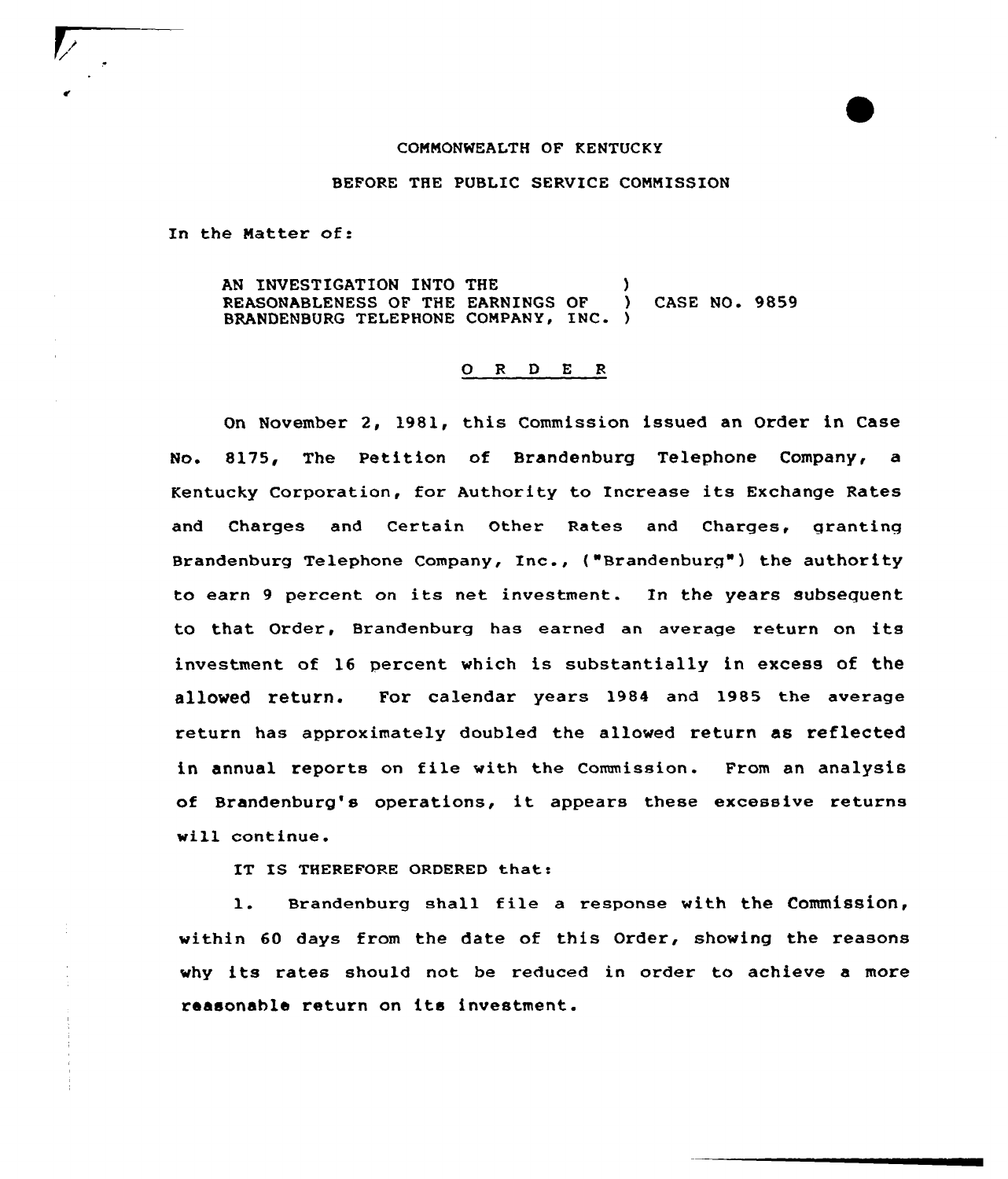COMMONWEALTH OF KENTUCKY

BEFORE THE PUBLIC SERVICE COMMISSION

In the Matter of:

AN INVESTIGATION INTO THE ) REASONABLENESS OF THE EARNINGS OF ) CASE NO. 9859 BRANDENBURG TELEPHONE COMPANY, INC. )

O R D E R

On November 2, 1981, this Commission issued an Order in Case No. 8175, The Petition of Brandenburg Telephone Company, a Kentucky Corporation, for Authority to Increase its Exchange Rates and Charges and Certain Other Rates and Charges, granting Brandenburg Telephone Company, Inc., ("Brandenburg") the authority to earn 9 percent on its net investment. In the years subsequent to that Order, Brandenburg has earned an average return on its investment of 16 percent which is substantially in excess of the allowed return. For calendar years 1984 and 1985 the average return has approximately doubled the allowed return as reflected in annual reports on file with the Commission. From an analysis of Brandenburg's operations, it appears these excessive returns will continue.

IT IS THEREFORE ORDERED that:

1. Brandenburg shall file a response with the Commission, within 60 days from the date of this Order, showing the reasons why its rates should not be reduced in order to achieve a more reasonable return on its investment.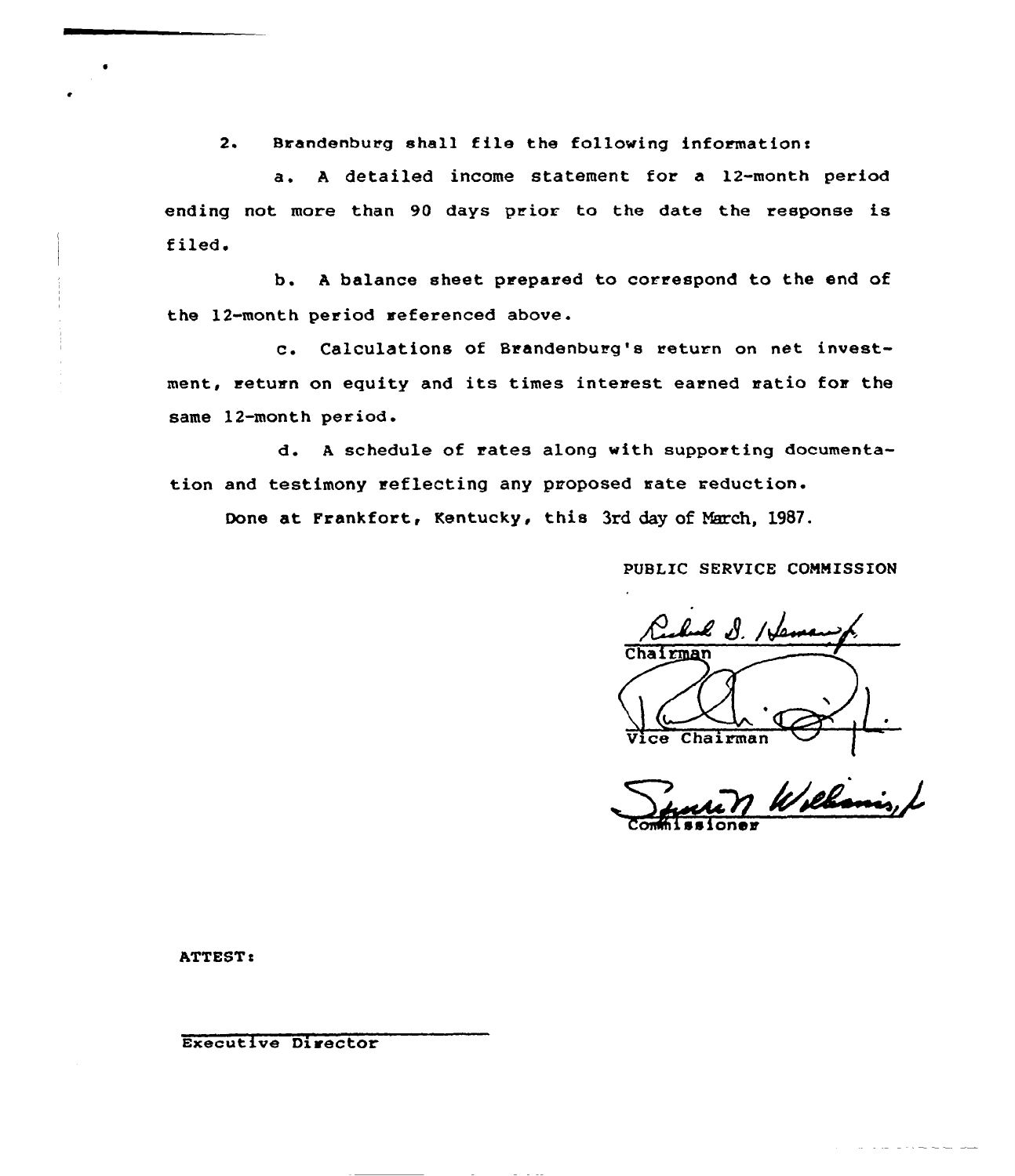2. Brandenburg shall file the following information:

a. A detailed income statement for a 12-month period ending not more than 90 days prior to the date the response is filed.

b. A balance sheet prepared to correspond to the end of the 12-month period referenced above.

c. Calculations of Brandenburg's return on net investment, return on equity and its times interest earned ratio for the same 12-month period.

d. A schedule of rates along with supporting documentation and testimony reflecting any proposed rate reduction.

Done at Frankfort, Kentucky, this 3rd day of March, 1987.

PUBLIC SERVICE COMMISSION

Chairman

Vice Chairman

Commissioner

ATTEST:

Executive Director